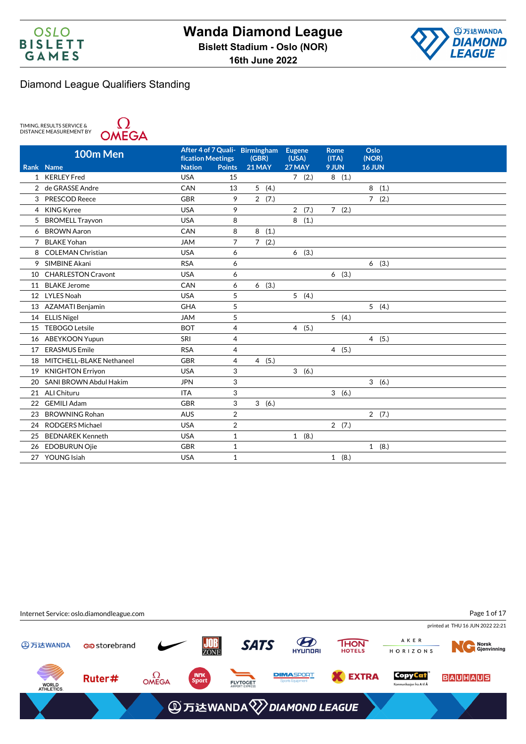# Wanda Diamond League

**Bislett Stadium - Oslo (NOR)**

**16th June 2022**

## Diamond League Qualifiers Standing

TIMING, RESULTS SERVICE & DISTANCE MEASUREMENT BY OMEGA

### 100m Men

| Rank | Name | Nation | After 4 of 7 Qualification Meetings Points | Birmingham (GBR) 21 MAY | Eugene (USA) 27 MAY | Rome (ITA) 9 JUN | Oslo (NOR) 16 JUN |
|---|---|---|---|---|---|---|---|
| 1 | KERLEY Fred | USA | 15 | | 7 (2.) | 8 (1.) | |
| 2 | de GRASSE Andre | CAN | 13 | 5 (4.) | | | 8 (1.) |
| 3 | PRESCOD Reece | GBR | 9 | 2 (7.) | | | 7 (2.) |
| 4 | KING Kyree | USA | 9 | | 2 (7.) | 7 (2.) | |
| 5 | BROMELL Trayvon | USA | 8 | | 8 (1.) | | |
| 6 | BROWN Aaron | CAN | 8 | 8 (1.) | | | |
| 7 | BLAKE Yohan | JAM | 7 | 7 (2.) | | | |
| 8 | COLEMAN Christian | USA | 6 | | 6 (3.) | | |
| 9 | SIMBINE Akani | RSA | 6 | | | | 6 (3.) |
| 10 | CHARLESTON Cravont | USA | 6 | | | 6 (3.) | |
| 11 | BLAKE Jerome | CAN | 6 | 6 (3.) | | | |
| 12 | LYLES Noah | USA | 5 | | 5 (4.) | | |
| 13 | AZAMATI Benjamin | GHA | 5 | | | | 5 (4.) |
| 14 | ELLIS Nigel | JAM | 5 | | | 5 (4.) | |
| 15 | TEBOGO Letsile | BOT | 4 | | 4 (5.) | | |
| 16 | ABEYKOON Yupun | SRI | 4 | | | | 4 (5.) |
| 17 | ERASMUS Emile | RSA | 4 | | | 4 (5.) | |
| 18 | MITCHELL-BLAKE Nethaneel | GBR | 4 | 4 (5.) | | | |
| 19 | KNIGHTON Erriyon | USA | 3 | | 3 (6.) | | |
| 20 | SANI BROWN Abdul Hakim | JPN | 3 | | | | 3 (6.) |
| 21 | ALI Chituru | ITA | 3 | | | 3 (6.) | |
| 22 | GEMILI Adam | GBR | 3 | 3 (6.) | | | |
| 23 | BROWNING Rohan | AUS | 2 | | | | 2 (7.) |
| 24 | RODGERS Michael | USA | 2 | | | 2 (7.) | |
| 25 | BEDNAREK Kenneth | USA | 1 | | 1 (8.) | | |
| 26 | EDOBURUN Ojie | GBR | 1 | | | | 1 (8.) |
| 27 | YOUNG Isiah | USA | 1 | | | 1 (8.) | |

Internet Service: oslo.diamondleague.com

printed at THU 16 JUN 2022 22:21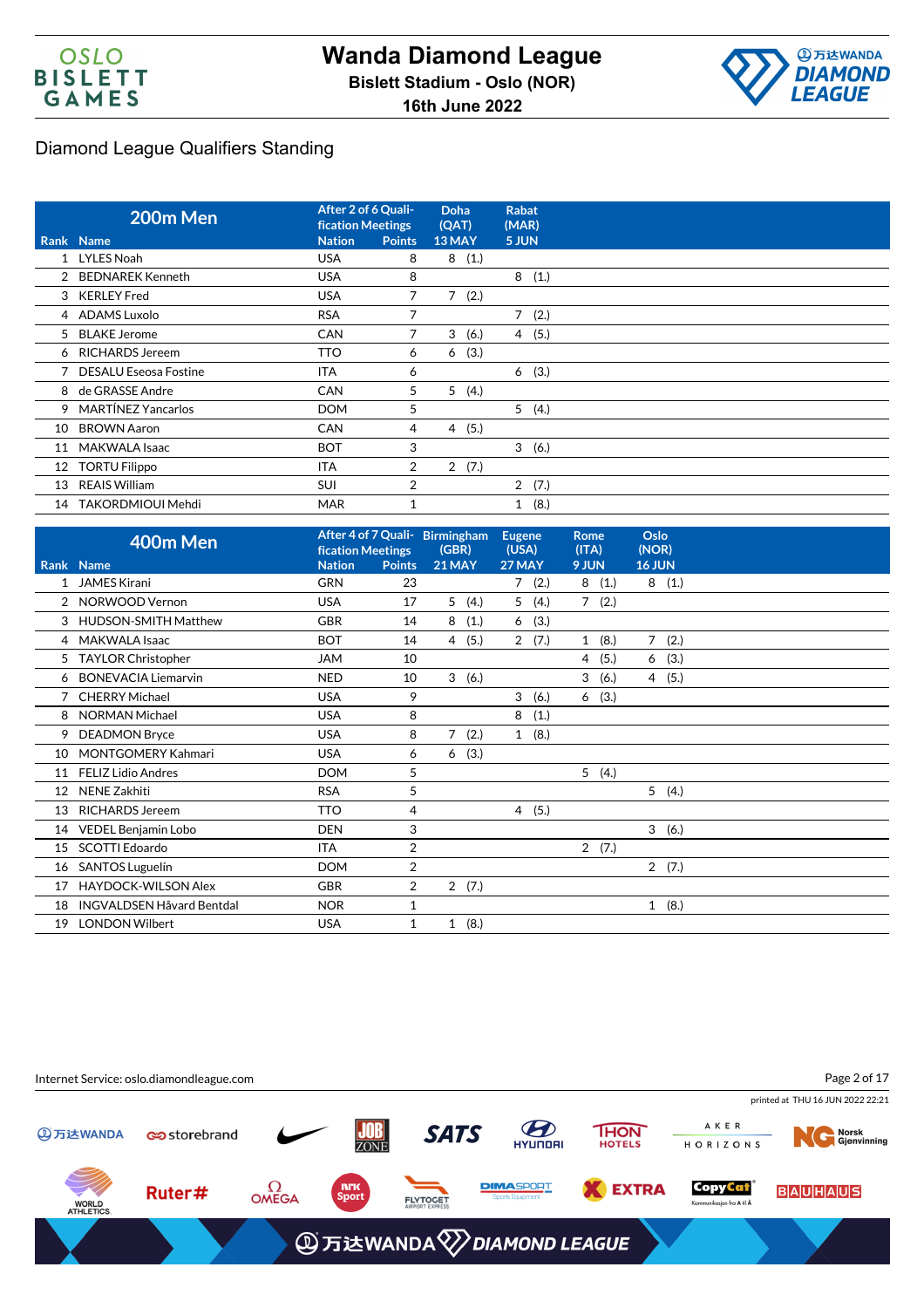# Wanda Diamond League

**Bislett Stadium - Oslo (NOR)**

**16th June 2022**

## Diamond League Qualifiers Standing

| 200m Men | | After 2 of 6 Qualification Meetings | | Doha (QAT) 13 MAY | Rabat (MAR) 5 JUN |
|---|---|---|---|---|---|
| Rank | Name | Nation | Points | | |
| 1 | LYLES Noah | USA | 8 | 8 (1.) | |
| 2 | BEDNAREK Kenneth | USA | 8 | | 8 (1.) |
| 3 | KERLEY Fred | USA | 7 | 7 (2.) | |
| 4 | ADAMS Luxolo | RSA | 7 | | 7 (2.) |
| 5 | BLAKE Jerome | CAN | 7 | 3 (6.) | 4 (5.) |
| 6 | RICHARDS Jereem | TTO | 6 | 6 (3.) | |
| 7 | DESALU Eseosa Fostine | ITA | 6 | | 6 (3.) |
| 8 | de GRASSE Andre | CAN | 5 | 5 (4.) | |
| 9 | MARTÍNEZ Yancarlos | DOM | 5 | | 5 (4.) |
| 10 | BROWN Aaron | CAN | 4 | 4 (5.) | |
| 11 | MAKWALA Isaac | BOT | 3 | | 3 (6.) |
| 12 | TORTU Filippo | ITA | 2 | 2 (7.) | |
| 13 | REAIS William | SUI | 2 | | 2 (7.) |
| 14 | TAKORDMIOUI Mehdi | MAR | 1 | | 1 (8.) |

| 400m Men | | After 4 of 7 Qualification Meetings | | Birmingham (GBR) 21 MAY | Eugene (USA) 27 MAY | Rome (ITA) 9 JUN | Oslo (NOR) 16 JUN |
|---|---|---|---|---|---|---|---|
| Rank | Name | Nation | Points | | | | |
| 1 | JAMES Kirani | GRN | 23 | | 7 (2.) | 8 (1.) | 8 (1.) |
| 2 | NORWOOD Vernon | USA | 17 | 5 (4.) | 5 (4.) | 7 (2.) | |
| 3 | HUDSON-SMITH Matthew | GBR | 14 | 8 (1.) | 6 (3.) | | |
| 4 | MAKWALA Isaac | BOT | 14 | 4 (5.) | 2 (7.) | 1 (8.) | 7 (2.) |
| 5 | TAYLOR Christopher | JAM | 10 | | | 4 (5.) | 6 (3.) |
| 6 | BONEVACIA Liemarvin | NED | 10 | 3 (6.) | | 3 (6.) | 4 (5.) |
| 7 | CHERRY Michael | USA | 9 | | 3 (6.) | 6 (3.) | |
| 8 | NORMAN Michael | USA | 8 | | 8 (1.) | | |
| 9 | DEADMON Bryce | USA | 8 | 7 (2.) | 1 (8.) | | |
| 10 | MONTGOMERY Kahmari | USA | 6 | 6 (3.) | | | |
| 11 | FELIZ Lidio Andres | DOM | 5 | | | 5 (4.) | |
| 12 | NENE Zakhiti | RSA | 5 | | | | 5 (4.) |
| 13 | RICHARDS Jereem | TTO | 4 | | 4 (5.) | | |
| 14 | VEDEL Benjamin Lobo | DEN | 3 | | | | 3 (6.) |
| 15 | SCOTTI Edoardo | ITA | 2 | | | 2 (7.) | |
| 16 | SANTOS Luguelín | DOM | 2 | | | | 2 (7.) |
| 17 | HAYDOCK-WILSON Alex | GBR | 2 | 2 (7.) | | | |
| 18 | INGVALDSEN Håvard Bentdal | NOR | 1 | | | | 1 (8.) |
| 19 | LONDON Wilbert | USA | 1 | 1 (8.) | | | |

Internet Service: oslo.diamondleague.com

printed at THU 16 JUN 2022 22:21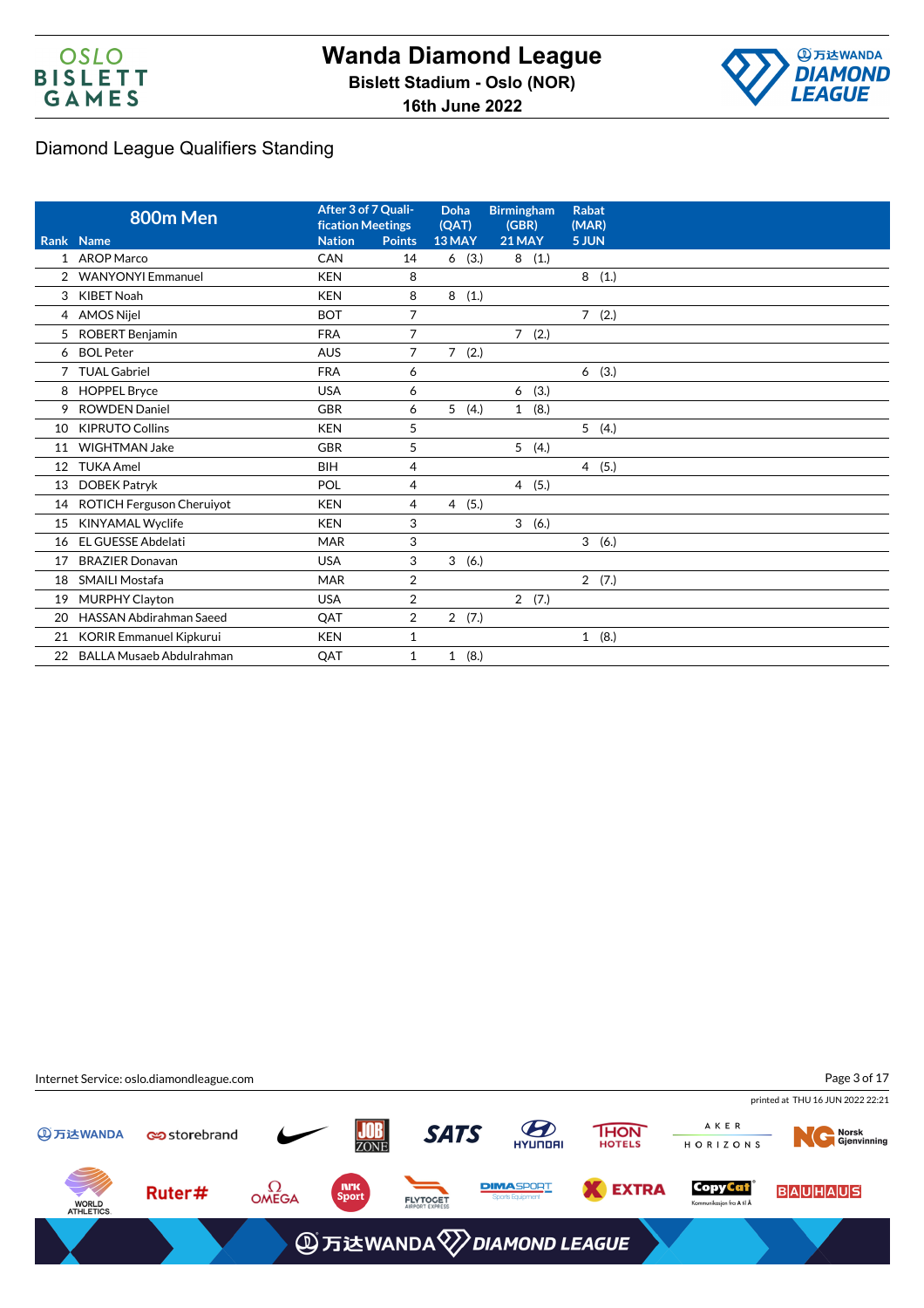# Wanda Diamond League

**Bislett Stadium - Oslo (NOR)**

**16th June 2022**

## Diamond League Qualifiers Standing

| Rank | 800m Men Name | After 3 of 7 Qualification Meetings Nation | Points | Doha (QAT) 13 MAY | Birmingham (GBR) 21 MAY | Rabat (MAR) 5 JUN |
|---|---|---|---|---|---|---|
| 1 | AROP Marco | CAN | 14 | 6 (3.) | 8 (1.) | |
| 2 | WANYONYI Emmanuel | KEN | 8 | | | 8 (1.) |
| 3 | KIBET Noah | KEN | 8 | 8 (1.) | | |
| 4 | AMOS Nijel | BOT | 7 | | | 7 (2.) |
| 5 | ROBERT Benjamin | FRA | 7 | | 7 (2.) | |
| 6 | BOL Peter | AUS | 7 | 7 (2.) | | |
| 7 | TUAL Gabriel | FRA | 6 | | | 6 (3.) |
| 8 | HOPPEL Bryce | USA | 6 | | 6 (3.) | |
| 9 | ROWDEN Daniel | GBR | 6 | 5 (4.) | 1 (8.) | |
| 10 | KIPRUTO Collins | KEN | 5 | | | 5 (4.) |
| 11 | WIGHTMAN Jake | GBR | 5 | | 5 (4.) | |
| 12 | TUKA Amel | BIH | 4 | | | 4 (5.) |
| 13 | DOBEK Patryk | POL | 4 | | 4 (5.) | |
| 14 | ROTICH Ferguson Cheruiyot | KEN | 4 | 4 (5.) | | |
| 15 | KINYAMAL Wyclife | KEN | 3 | | 3 (6.) | |
| 16 | EL GUESSE Abdelati | MAR | 3 | | | 3 (6.) |
| 17 | BRAZIER Donavan | USA | 3 | 3 (6.) | | |
| 18 | SMAILI Mostafa | MAR | 2 | | | 2 (7.) |
| 19 | MURPHY Clayton | USA | 2 | | 2 (7.) | |
| 20 | HASSAN Abdirahman Saeed | QAT | 2 | 2 (7.) | | |
| 21 | KORIR Emmanuel Kipkurui | KEN | 1 | | | 1 (8.) |
| 22 | BALLA Musaeb Abdulrahman | QAT | 1 | 1 (8.) | | |

Internet Service: oslo.diamondleague.com

printed at THU 16 JUN 2022 22:21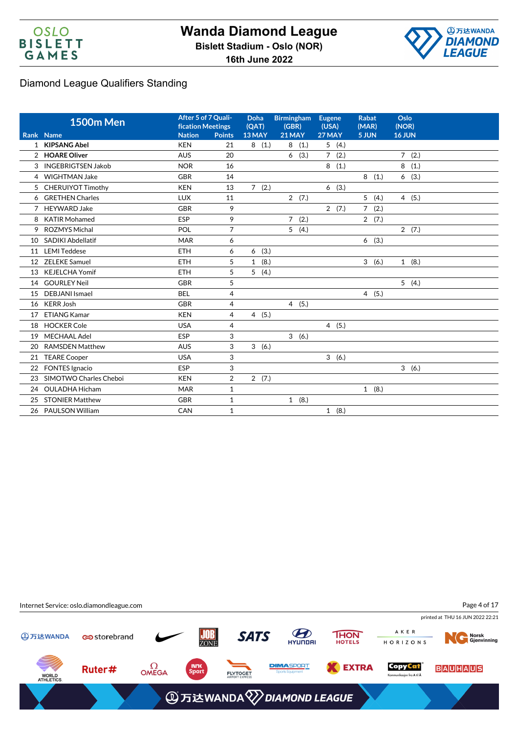# Wanda Diamond League

**Bislett Stadium - Oslo (NOR)**

**16th June 2022**

## Diamond League Qualifiers Standing

| Rank | 1500m Men Name | Nation | After 5 of 7 Qualification Meetings Points | Doha (QAT) 13 MAY | Birmingham (GBR) 21 MAY | Eugene (USA) 27 MAY | Rabat (MAR) 5 JUN | Oslo (NOR) 16 JUN |
|---|---|---|---|---|---|---|---|---|
| 1 | **KIPSANG Abel** | KEN | 21 | 8 (1.) | 8 (1.) | 5 (4.) | | |
| 2 | **HOARE Oliver** | AUS | 20 | | 6 (3.) | 7 (2.) | | 7 (2.) |
| 3 | INGEBRIGTSEN Jakob | NOR | 16 | | | 8 (1.) | | 8 (1.) |
| 4 | WIGHTMAN Jake | GBR | 14 | | | | 8 (1.) | 6 (3.) |
| 5 | CHERUIYOT Timothy | KEN | 13 | 7 (2.) | | 6 (3.) | | |
| 6 | GRETHEN Charles | LUX | 11 | | 2 (7.) | | 5 (4.) | 4 (5.) |
| 7 | HEYWARD Jake | GBR | 9 | | | 2 (7.) | 7 (2.) | |
| 8 | KATIR Mohamed | ESP | 9 | | 7 (2.) | | 2 (7.) | |
| 9 | ROZMYS Michal | POL | 7 | | 5 (4.) | | | 2 (7.) |
| 10 | SADIKI Abdellatif | MAR | 6 | | | | 6 (3.) | |
| 11 | LEMI Teddese | ETH | 6 | 6 (3.) | | | | |
| 12 | ZELEKE Samuel | ETH | 5 | 1 (8.) | | | 3 (6.) | 1 (8.) |
| 13 | KEJELCHA Yomif | ETH | 5 | 5 (4.) | | | | |
| 14 | GOURLEY Neil | GBR | 5 | | | | | 5 (4.) |
| 15 | DEBJANI Ismael | BEL | 4 | | | | 4 (5.) | |
| 16 | KERR Josh | GBR | 4 | | 4 (5.) | | | |
| 17 | ETIANG Kamar | KEN | 4 | 4 (5.) | | | | |
| 18 | HOCKER Cole | USA | 4 | | | 4 (5.) | | |
| 19 | MECHAAL Adel | ESP | 3 | | 3 (6.) | | | |
| 20 | RAMSDEN Matthew | AUS | 3 | 3 (6.) | | | | |
| 21 | TEARE Cooper | USA | 3 | | | 3 (6.) | | |
| 22 | FONTES Ignacio | ESP | 3 | | | | | 3 (6.) |
| 23 | SIMOTWO Charles Cheboi | KEN | 2 | 2 (7.) | | | | |
| 24 | OULADHA Hicham | MAR | 1 | | | | 1 (8.) | |
| 25 | STONIER Matthew | GBR | 1 | | 1 (8.) | | | |
| 26 | PAULSON William | CAN | 1 | | | 1 (8.) | | |

Internet Service: oslo.diamondleague.com

printed at THU 16 JUN 2022 22:21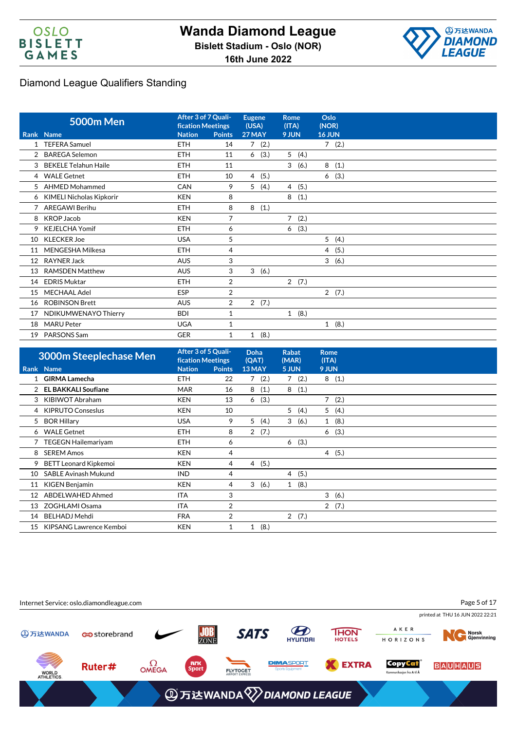# Wanda Diamond League

**Bislett Stadium - Oslo (NOR)**

**16th June 2022**

## Diamond League Qualifiers Standing

### 5000m Men

| Rank | Name | After 3 of 7 Qualification Meetings Nation | Points | Eugene (USA) 27 MAY | Rome (ITA) 9 JUN | Oslo (NOR) 16 JUN |
|---|---|---|---|---|---|---|
| 1 | TEFERA Samuel | ETH | 14 | 7 (2.) | | 7 (2.) |
| 2 | BAREGA Selemon | ETH | 11 | 6 (3.) | 5 (4.) | |
| 3 | BEKELE Telahun Haile | ETH | 11 | | 3 (6.) | 8 (1.) |
| 4 | WALE Getnet | ETH | 10 | 4 (5.) | | 6 (3.) |
| 5 | AHMED Mohammed | CAN | 9 | 5 (4.) | 4 (5.) | |
| 6 | KIMELI Nicholas Kipkorir | KEN | 8 | | 8 (1.) | |
| 7 | AREGAWI Berihu | ETH | 8 | 8 (1.) | | |
| 8 | KROP Jacob | KEN | 7 | | 7 (2.) | |
| 9 | KEJELCHA Yomif | ETH | 6 | | 6 (3.) | |
| 10 | KLECKER Joe | USA | 5 | | | 5 (4.) |
| 11 | MENGESHA Milkesa | ETH | 4 | | | 4 (5.) |
| 12 | RAYNER Jack | AUS | 3 | | | 3 (6.) |
| 13 | RAMSDEN Matthew | AUS | 3 | 3 (6.) | | |
| 14 | EDRIS Muktar | ETH | 2 | | 2 (7.) | |
| 15 | MECHAAL Adel | ESP | 2 | | | 2 (7.) |
| 16 | ROBINSON Brett | AUS | 2 | 2 (7.) | | |
| 17 | NDIKUMWENAYO Thierry | BDI | 1 | | 1 (8.) | |
| 18 | MARU Peter | UGA | 1 | | | 1 (8.) |
| 19 | PARSONS Sam | GER | 1 | 1 (8.) | | |

### 3000m Steeplechase Men

| Rank | Name | After 3 of 5 Qualification Meetings Nation | Points | Doha (QAT) 13 MAY | Rabat (MAR) 5 JUN | Rome (ITA) 9 JUN |
|---|---|---|---|---|---|---|
| 1 | **GIRMA Lamecha** | ETH | 22 | 7 (2.) | 7 (2.) | 8 (1.) |
| 2 | **EL BAKKALI Soufiane** | MAR | 16 | 8 (1.) | 8 (1.) | |
| 3 | KIBIWOT Abraham | KEN | 13 | 6 (3.) | | 7 (2.) |
| 4 | KIPRUTO Conseslus | KEN | 10 | | 5 (4.) | 5 (4.) |
| 5 | BOR Hillary | USA | 9 | 5 (4.) | 3 (6.) | 1 (8.) |
| 6 | WALE Getnet | ETH | 8 | 2 (7.) | | 6 (3.) |
| 7 | TEGEGN Hailemariyam | ETH | 6 | | 6 (3.) | |
| 8 | SEREM Amos | KEN | 4 | | | 4 (5.) |
| 9 | BETT Leonard Kipkemoi | KEN | 4 | 4 (5.) | | |
| 10 | SABLE Avinash Mukund | IND | 4 | | 4 (5.) | |
| 11 | KIGEN Benjamin | KEN | 4 | 3 (6.) | 1 (8.) | |
| 12 | ABDELWAHED Ahmed | ITA | 3 | | | 3 (6.) |
| 13 | ZOGHLAMI Osama | ITA | 2 | | | 2 (7.) |
| 14 | BELHADJ Mehdi | FRA | 2 | | 2 (7.) | |
| 15 | KIPSANG Lawrence Kemboi | KEN | 1 | 1 (8.) | | |

Internet Service: oslo.diamondleague.com

printed at THU 16 JUN 2022 22:21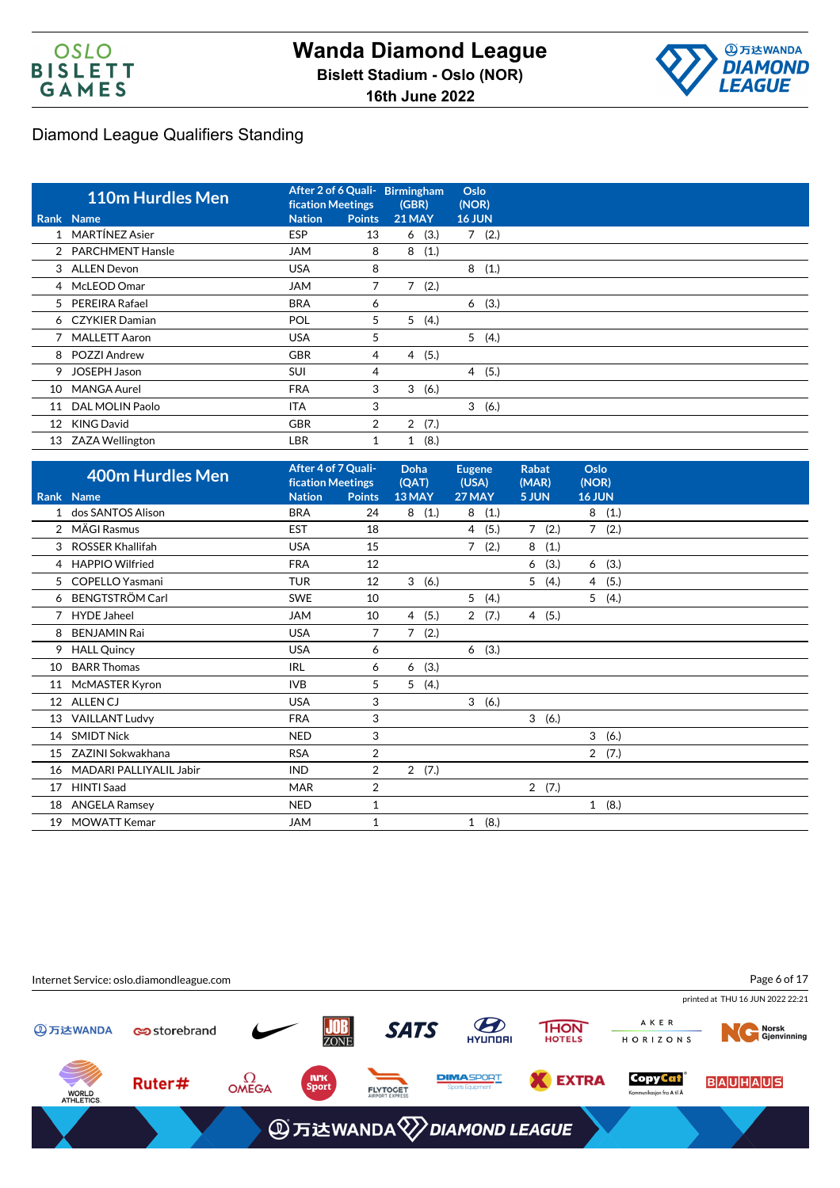# Wanda Diamond League

**Bislett Stadium - Oslo (NOR)**

**16th June 2022**

## Diamond League Qualifiers Standing

| Rank | 110m Hurdles Men Name | After 2 of 6 Qualification Meetings Nation | Points | Birmingham (GBR) 21 MAY | Oslo (NOR) 16 JUN |
|---|---|---|---|---|---|
| 1 | MARTÍNEZ Asier | ESP | 13 | 6 (3.) | 7 (2.) |
| 2 | PARCHMENT Hansle | JAM | 8 | 8 (1.) | |
| 3 | ALLEN Devon | USA | 8 | | 8 (1.) |
| 4 | McLEOD Omar | JAM | 7 | 7 (2.) | |
| 5 | PEREIRA Rafael | BRA | 6 | | 6 (3.) |
| 6 | CZYKIER Damian | POL | 5 | 5 (4.) | |
| 7 | MALLETT Aaron | USA | 5 | | 5 (4.) |
| 8 | POZZI Andrew | GBR | 4 | 4 (5.) | |
| 9 | JOSEPH Jason | SUI | 4 | | 4 (5.) |
| 10 | MANGA Aurel | FRA | 3 | 3 (6.) | |
| 11 | DAL MOLIN Paolo | ITA | 3 | | 3 (6.) |
| 12 | KING David | GBR | 2 | 2 (7.) | |
| 13 | ZAZA Wellington | LBR | 1 | 1 (8.) | |

| Rank | 400m Hurdles Men Name | After 4 of 7 Qualification Meetings Nation | Points | Doha (QAT) 13 MAY | Eugene (USA) 27 MAY | Rabat (MAR) 5 JUN | Oslo (NOR) 16 JUN |
|---|---|---|---|---|---|---|---|
| 1 | dos SANTOS Alison | BRA | 24 | 8 (1.) | 8 (1.) | | 8 (1.) |
| 2 | MÄGI Rasmus | EST | 18 | | 4 (5.) | 7 (2.) | 7 (2.) |
| 3 | ROSSER Khallifah | USA | 15 | | 7 (2.) | 8 (1.) | |
| 4 | HAPPIO Wilfried | FRA | 12 | | | 6 (3.) | 6 (3.) |
| 5 | COPELLO Yasmani | TUR | 12 | 3 (6.) | | 5 (4.) | 4 (5.) |
| 6 | BENGTSTRÖM Carl | SWE | 10 | | 5 (4.) | | 5 (4.) |
| 7 | HYDE Jaheel | JAM | 10 | 4 (5.) | 2 (7.) | 4 (5.) | |
| 8 | BENJAMIN Rai | USA | 7 | 7 (2.) | | | |
| 9 | HALL Quincy | USA | 6 | | 6 (3.) | | |
| 10 | BARR Thomas | IRL | 6 | 6 (3.) | | | |
| 11 | McMASTER Kyron | IVB | 5 | 5 (4.) | | | |
| 12 | ALLEN CJ | USA | 3 | | 3 (6.) | | |
| 13 | VAILLANT Ludvy | FRA | 3 | | | 3 (6.) | |
| 14 | SMIDT Nick | NED | 3 | | | | 3 (6.) |
| 15 | ZAZINI Sokwakhana | RSA | 2 | | | | 2 (7.) |
| 16 | MADARI PALLIYALIL Jabir | IND | 2 | 2 (7.) | | | |
| 17 | HINTI Saad | MAR | 2 | | | 2 (7.) | |
| 18 | ANGELA Ramsey | NED | 1 | | | | 1 (8.) |
| 19 | MOWATT Kemar | JAM | 1 | | 1 (8.) | | |

Internet Service: oslo.diamondleague.com

printed at THU 16 JUN 2022 22:21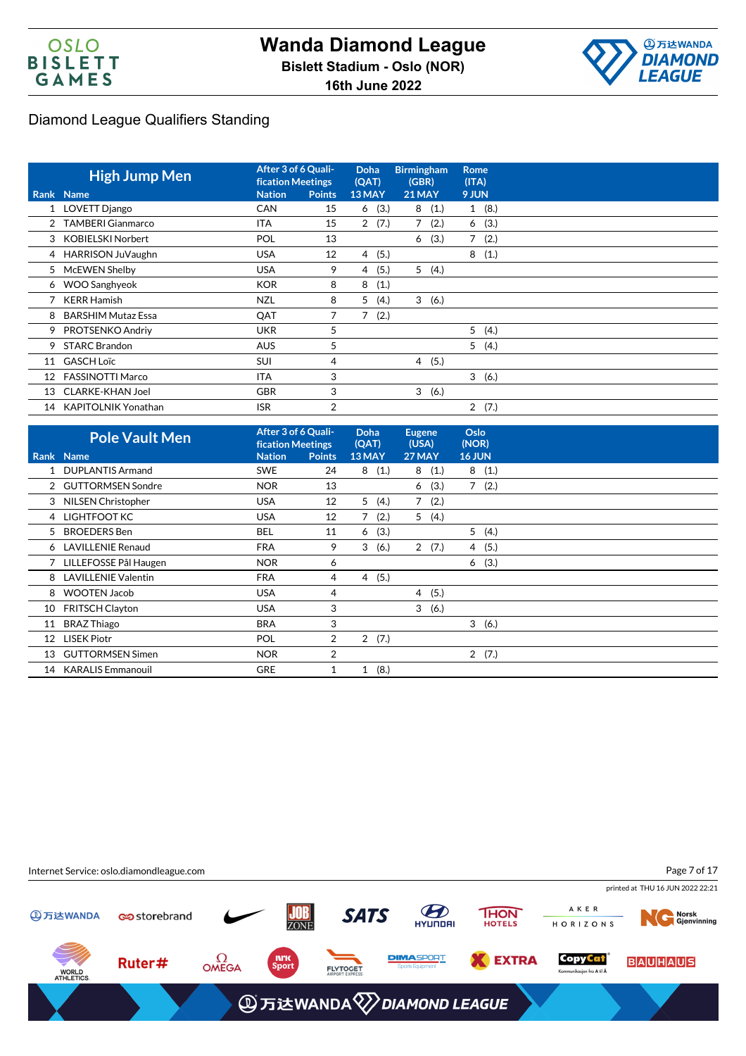# Wanda Diamond League

**Bislett Stadium - Oslo (NOR)**

**16th June 2022**

## Diamond League Qualifiers Standing

| High Jump Men | | After 3 of 6 Qualification Meetings | | Doha (QAT) | Birmingham (GBR) | Rome (ITA) |
|---|---|---|---|---|---|---|
| Rank | Name | Nation | Points | 13 MAY | 21 MAY | 9 JUN |
| 1 | LOVETT Django | CAN | 15 | 6 (3.) | 8 (1.) | 1 (8.) |
| 2 | TAMBERI Gianmarco | ITA | 15 | 2 (7.) | 7 (2.) | 6 (3.) |
| 3 | KOBIELSKI Norbert | POL | 13 | | 6 (3.) | 7 (2.) |
| 4 | HARRISON JuVaughn | USA | 12 | 4 (5.) | | 8 (1.) |
| 5 | McEWEN Shelby | USA | 9 | 4 (5.) | 5 (4.) | |
| 6 | WOO Sanghyeok | KOR | 8 | 8 (1.) | | |
| 7 | KERR Hamish | NZL | 8 | 5 (4.) | 3 (6.) | |
| 8 | BARSHIM Mutaz Essa | QAT | 7 | 7 (2.) | | |
| 9 | PROTSENKO Andriy | UKR | 5 | | | 5 (4.) |
| 9 | STARC Brandon | AUS | 5 | | | 5 (4.) |
| 11 | GASCH Loïc | SUI | 4 | | 4 (5.) | |
| 12 | FASSINOTTI Marco | ITA | 3 | | | 3 (6.) |
| 13 | CLARKE-KHAN Joel | GBR | 3 | | 3 (6.) | |
| 14 | KAPITOLNIK Yonathan | ISR | 2 | | | 2 (7.) |

| Pole Vault Men | | After 3 of 6 Qualification Meetings | | Doha (QAT) | Eugene (USA) | Oslo (NOR) |
|---|---|---|---|---|---|---|
| Rank | Name | Nation | Points | 13 MAY | 27 MAY | 16 JUN |
| 1 | DUPLANTIS Armand | SWE | 24 | 8 (1.) | 8 (1.) | 8 (1.) |
| 2 | GUTTORMSEN Sondre | NOR | 13 | | 6 (3.) | 7 (2.) |
| 3 | NILSEN Christopher | USA | 12 | 5 (4.) | 7 (2.) | |
| 4 | LIGHTFOOT KC | USA | 12 | 7 (2.) | 5 (4.) | |
| 5 | BROEDERS Ben | BEL | 11 | 6 (3.) | | 5 (4.) |
| 6 | LAVILLENIE Renaud | FRA | 9 | 3 (6.) | 2 (7.) | 4 (5.) |
| 7 | LILLEFOSSE Pål Haugen | NOR | 6 | | | 6 (3.) |
| 8 | LAVILLENIE Valentin | FRA | 4 | 4 (5.) | | |
| 8 | WOOTEN Jacob | USA | 4 | | 4 (5.) | |
| 10 | FRITSCH Clayton | USA | 3 | | 3 (6.) | |
| 11 | BRAZ Thiago | BRA | 3 | | | 3 (6.) |
| 12 | LISEK Piotr | POL | 2 | 2 (7.) | | |
| 13 | GUTTORMSEN Simen | NOR | 2 | | | 2 (7.) |
| 14 | KARALIS Emmanouil | GRE | 1 | 1 (8.) | | |

Internet Service: oslo.diamondleague.com

printed at THU 16 JUN 2022 22:21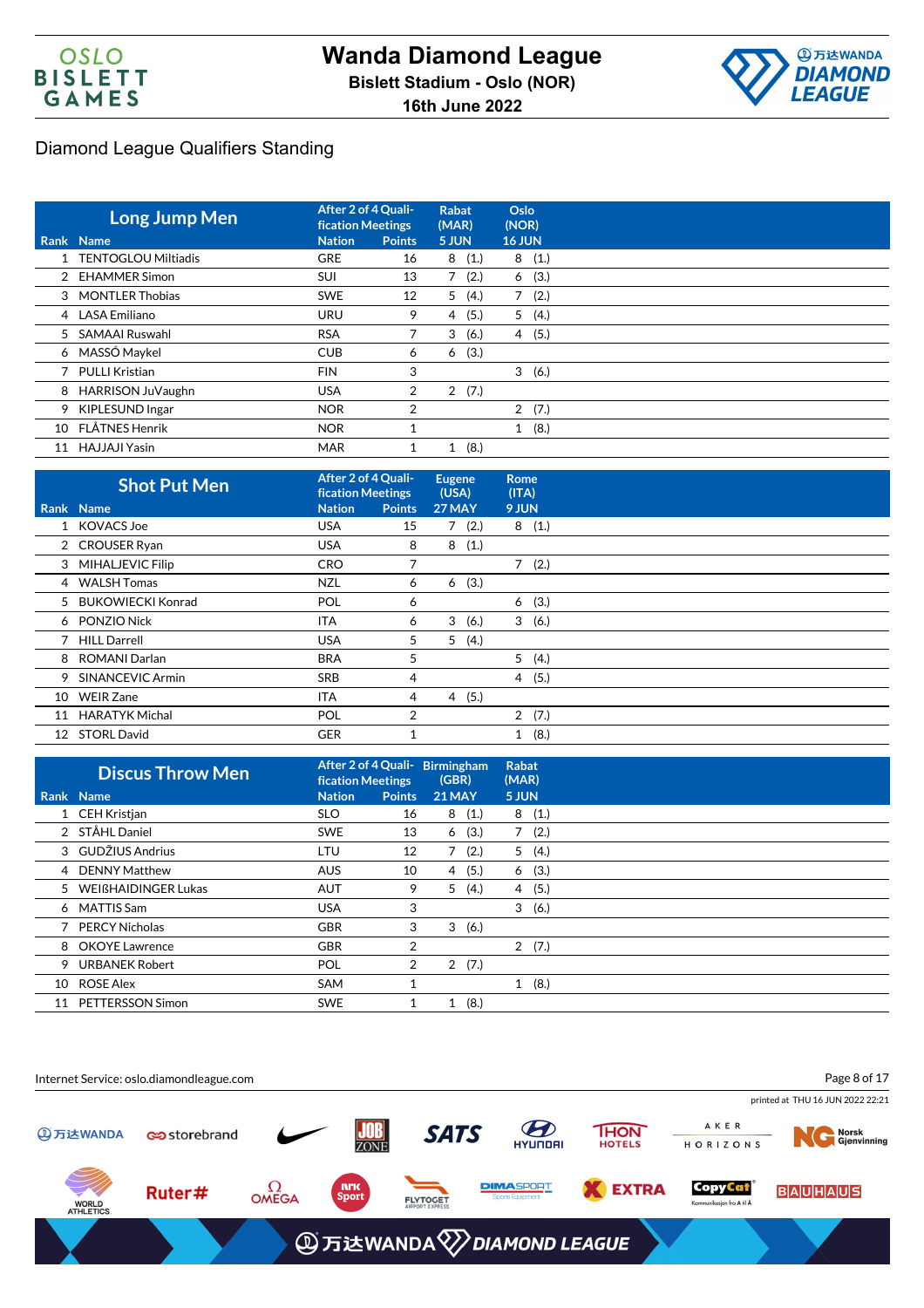# Wanda Diamond League

**Bislett Stadium - Oslo (NOR)**

**16th June 2022**

## Diamond League Qualifiers Standing

| Rank | Long Jump Men<br>Name | After 2 of 4 Qualification Meetings<br>Nation | Points | Rabat (MAR) 5 JUN | Oslo (NOR) 16 JUN |
|---|---|---|---|---|---|
| 1 | TENTOGLOU Miltiadis | GRE | 16 | 8 (1.) | 8 (1.) |
| 2 | EHAMMER Simon | SUI | 13 | 7 (2.) | 6 (3.) |
| 3 | MONTLER Thobias | SWE | 12 | 5 (4.) | 7 (2.) |
| 4 | LASA Emiliano | URU | 9 | 4 (5.) | 5 (4.) |
| 5 | SAMAAI Ruswahl | RSA | 7 | 3 (6.) | 4 (5.) |
| 6 | MASSÓ Maykel | CUB | 6 | 6 (3.) | |
| 7 | PULLI Kristian | FIN | 3 | | 3 (6.) |
| 8 | HARRISON JuVaughn | USA | 2 | 2 (7.) | |
| 9 | KIPLESUND Ingar | NOR | 2 | | 2 (7.) |
| 10 | FLÅTNES Henrik | NOR | 1 | | 1 (8.) |
| 11 | HAJJAJI Yasin | MAR | 1 | 1 (8.) | |

| Rank | Shot Put Men<br>Name | After 2 of 4 Qualification Meetings<br>Nation | Points | Eugene (USA) 27 MAY | Rome (ITA) 9 JUN |
|---|---|---|---|---|---|
| 1 | KOVACS Joe | USA | 15 | 7 (2.) | 8 (1.) |
| 2 | CROUSER Ryan | USA | 8 | 8 (1.) | |
| 3 | MIHALJEVIC Filip | CRO | 7 | | 7 (2.) |
| 4 | WALSH Tomas | NZL | 6 | 6 (3.) | |
| 5 | BUKOWIECKI Konrad | POL | 6 | | 6 (3.) |
| 6 | PONZIO Nick | ITA | 6 | 3 (6.) | 3 (6.) |
| 7 | HILL Darrell | USA | 5 | 5 (4.) | |
| 8 | ROMANI Darlan | BRA | 5 | | 5 (4.) |
| 9 | SINANCEVIC Armin | SRB | 4 | | 4 (5.) |
| 10 | WEIR Zane | ITA | 4 | 4 (5.) | |
| 11 | HARATYK Michal | POL | 2 | | 2 (7.) |
| 12 | STORL David | GER | 1 | | 1 (8.) |

| Rank | Discus Throw Men<br>Name | After 2 of 4 Qualification Meetings<br>Nation | Points | Birmingham (GBR) 21 MAY | Rabat (MAR) 5 JUN |
|---|---|---|---|---|---|
| 1 | CEH Kristjan | SLO | 16 | 8 (1.) | 8 (1.) |
| 2 | STÅHL Daniel | SWE | 13 | 6 (3.) | 7 (2.) |
| 3 | GUDŽIUS Andrius | LTU | 12 | 7 (2.) | 5 (4.) |
| 4 | DENNY Matthew | AUS | 10 | 4 (5.) | 6 (3.) |
| 5 | WEIßHAIDINGER Lukas | AUT | 9 | 5 (4.) | 4 (5.) |
| 6 | MATTIS Sam | USA | 3 | | 3 (6.) |
| 7 | PERCY Nicholas | GBR | 3 | 3 (6.) | |
| 8 | OKOYE Lawrence | GBR | 2 | | 2 (7.) |
| 9 | URBANEK Robert | POL | 2 | 2 (7.) | |
| 10 | ROSE Alex | SAM | 1 | | 1 (8.) |
| 11 | PETTERSSON Simon | SWE | 1 | 1 (8.) | |

Internet Service: oslo.diamondleague.com

printed at THU 16 JUN 2022 22:21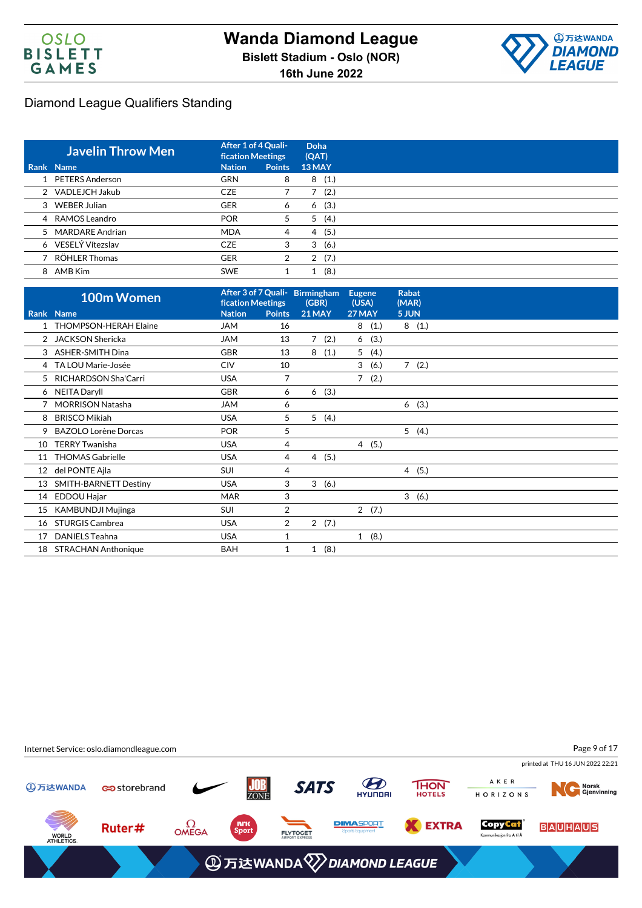# Wanda Diamond League

**Bislett Stadium - Oslo (NOR)**

**16th June 2022**

## Diamond League Qualifiers Standing

| Rank | Javelin Throw Men<br>Name | After 1 of 4 Qualification Meetings<br>Nation | Points | Doha (QAT)<br>13 MAY |
|---|---|---|---|---|
| 1 | PETERS Anderson | GRN | 8 | 8 (1.) |
| 2 | VADLEJCH Jakub | CZE | 7 | 7 (2.) |
| 3 | WEBER Julian | GER | 6 | 6 (3.) |
| 4 | RAMOS Leandro | POR | 5 | 5 (4.) |
| 5 | MARDARE Andrian | MDA | 4 | 4 (5.) |
| 6 | VESELÝ Vítezslav | CZE | 3 | 3 (6.) |
| 7 | RÖHLER Thomas | GER | 2 | 2 (7.) |
| 8 | AMB Kim | SWE | 1 | 1 (8.) |

| Rank | 100m Women<br>Name | After 3 of 7 Qualification Meetings<br>Nation | Points | Birmingham (GBR)<br>21 MAY | Eugene (USA)<br>27 MAY | Rabat (MAR)<br>5 JUN |
|---|---|---|---|---|---|---|
| 1 | THOMPSON-HERAH Elaine | JAM | 16 | | 8 (1.) | 8 (1.) |
| 2 | JACKSON Shericka | JAM | 13 | 7 (2.) | 6 (3.) | |
| 3 | ASHER-SMITH Dina | GBR | 13 | 8 (1.) | 5 (4.) | |
| 4 | TA LOU Marie-Josée | CIV | 10 | | 3 (6.) | 7 (2.) |
| 5 | RICHARDSON Sha'Carri | USA | 7 | | 7 (2.) | |
| 6 | NEITA Daryll | GBR | 6 | 6 (3.) | | |
| 7 | MORRISON Natasha | JAM | 6 | | | 6 (3.) |
| 8 | BRISCO Mikiah | USA | 5 | 5 (4.) | | |
| 9 | BAZOLO Lorène Dorcas | POR | 5 | | | 5 (4.) |
| 10 | TERRY Twanisha | USA | 4 | | 4 (5.) | |
| 11 | THOMAS Gabrielle | USA | 4 | 4 (5.) | | |
| 12 | del PONTE Ajla | SUI | 4 | | | 4 (5.) |
| 13 | SMITH-BARNETT Destiny | USA | 3 | 3 (6.) | | |
| 14 | EDDOU Hajar | MAR | 3 | | | 3 (6.) |
| 15 | KAMBUNDJI Mujinga | SUI | 2 | | 2 (7.) | |
| 16 | STURGIS Cambrea | USA | 2 | 2 (7.) | | |
| 17 | DANIELS Teahna | USA | 1 | | 1 (8.) | |
| 18 | STRACHAN Anthonique | BAH | 1 | 1 (8.) | | |

Internet Service: oslo.diamondleague.com

printed at THU 16 JUN 2022 22:21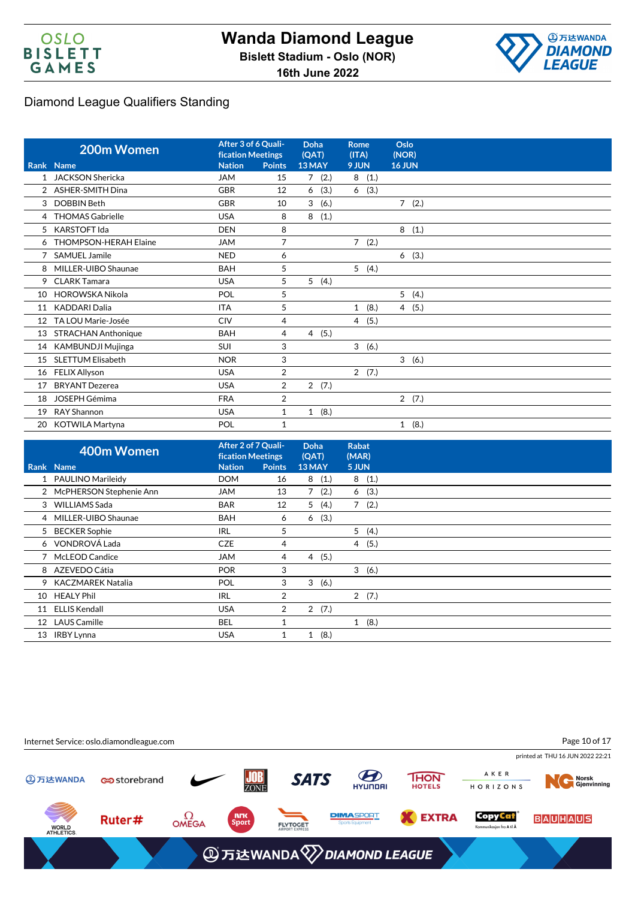# Wanda Diamond League

**Bislett Stadium - Oslo (NOR)**

**16th June 2022**

## Diamond League Qualifiers Standing

| Rank | 200m Women Name | After 3 of 6 Qualification Meetings Nation | Points | Doha (QAT) 13 MAY | | Rome (ITA) 9 JUN | | Oslo (NOR) 16 JUN | |
|---|---|---|---|---|---|---|---|---|---|
| 1 | JACKSON Shericka | JAM | 15 | 7 | (2.) | 8 | (1.) | | |
| 2 | ASHER-SMITH Dina | GBR | 12 | 6 | (3.) | 6 | (3.) | | |
| 3 | DOBBIN Beth | GBR | 10 | 3 | (6.) | | | 7 | (2.) |
| 4 | THOMAS Gabrielle | USA | 8 | 8 | (1.) | | | | |
| 5 | KARSTOFT Ida | DEN | 8 | | | | | 8 | (1.) |
| 6 | THOMPSON-HERAH Elaine | JAM | 7 | | | 7 | (2.) | | |
| 7 | SAMUEL Jamile | NED | 6 | | | | | 6 | (3.) |
| 8 | MILLER-UIBO Shaunae | BAH | 5 | | | 5 | (4.) | | |
| 9 | CLARK Tamara | USA | 5 | 5 | (4.) | | | | |
| 10 | HOROWSKA Nikola | POL | 5 | | | | | 5 | (4.) |
| 11 | KADDARI Dalia | ITA | 5 | | | 1 | (8.) | 4 | (5.) |
| 12 | TA LOU Marie-Josée | CIV | 4 | | | 4 | (5.) | | |
| 13 | STRACHAN Anthonique | BAH | 4 | 4 | (5.) | | | | |
| 14 | KAMBUNDJI Mujinga | SUI | 3 | | | 3 | (6.) | | |
| 15 | SLETTUM Elisabeth | NOR | 3 | | | | | 3 | (6.) |
| 16 | FELIX Allyson | USA | 2 | | | 2 | (7.) | | |
| 17 | BRYANT Dezerea | USA | 2 | 2 | (7.) | | | | |
| 18 | JOSEPH Gémima | FRA | 2 | | | | | 2 | (7.) |
| 19 | RAY Shannon | USA | 1 | 1 | (8.) | | | | |
| 20 | KOTWILA Martyna | POL | 1 | | | | | 1 | (8.) |

| Rank | 400m Women Name | After 2 of 7 Qualification Meetings Nation | Points | Doha (QAT) 13 MAY | | Rabat (MAR) 5 JUN | |
|---|---|---|---|---|---|---|---|
| 1 | PAULINO Marileidy | DOM | 16 | 8 | (1.) | 8 | (1.) |
| 2 | McPHERSON Stephenie Ann | JAM | 13 | 7 | (2.) | 6 | (3.) |
| 3 | WILLIAMS Sada | BAR | 12 | 5 | (4.) | 7 | (2.) |
| 4 | MILLER-UIBO Shaunae | BAH | 6 | 6 | (3.) | | |
| 5 | BECKER Sophie | IRL | 5 | | | 5 | (4.) |
| 6 | VONDROVÁ Lada | CZE | 4 | | | 4 | (5.) |
| 7 | McLEOD Candice | JAM | 4 | 4 | (5.) | | |
| 8 | AZEVEDO Cátia | POR | 3 | | | 3 | (6.) |
| 9 | KACZMAREK Natalia | POL | 3 | 3 | (6.) | | |
| 10 | HEALY Phil | IRL | 2 | | | 2 | (7.) |
| 11 | ELLIS Kendall | USA | 2 | 2 | (7.) | | |
| 12 | LAUS Camille | BEL | 1 | | | 1 | (8.) |
| 13 | IRBY Lynna | USA | 1 | 1 | (8.) | | |

Internet Service: oslo.diamondleague.com

printed at THU 16 JUN 2022 22:21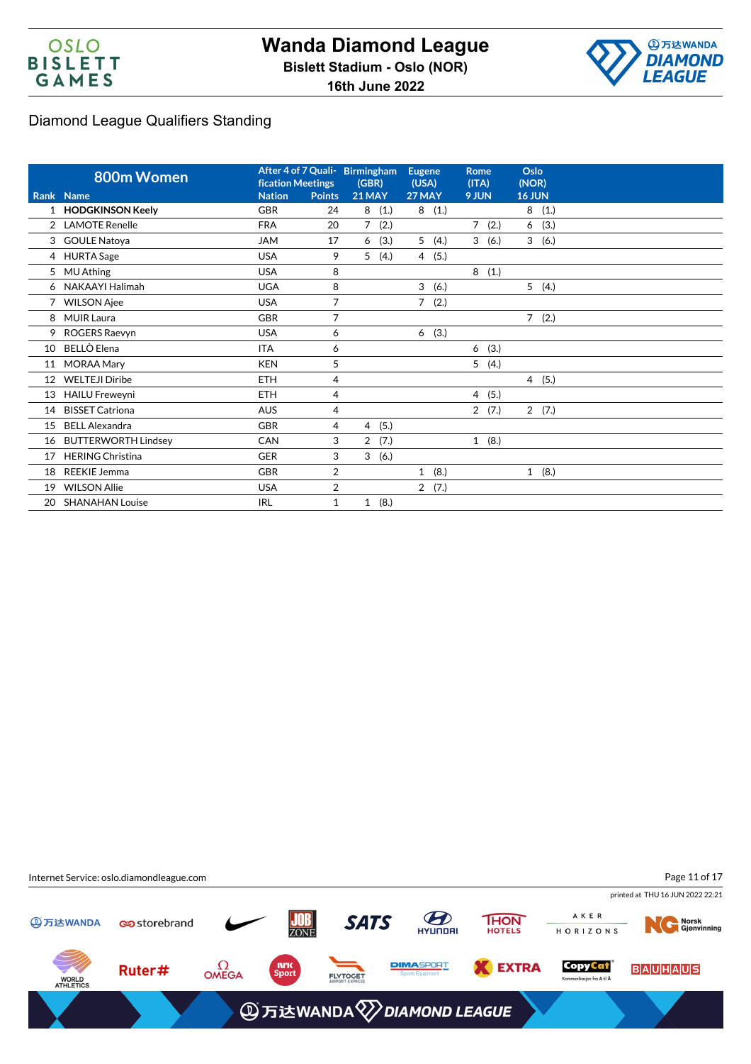# Wanda Diamond League

**Bislett Stadium - Oslo (NOR)**

**16th June 2022**

## Diamond League Qualifiers Standing

| Rank | 800m Women<br>Name | After 4 of 7 Qualification Meetings<br>Nation | Points | Birmingham (GBR)<br>21 MAY | Eugene (USA)<br>27 MAY | Rome (ITA)<br>9 JUN | Oslo (NOR)<br>16 JUN |
|---|---|---|---|---|---|---|---|
| 1 | **HODGKINSON Keely** | GBR | 24 | 8 (1.) | 8 (1.) | | 8 (1.) |
| 2 | LAMOTE Renelle | FRA | 20 | 7 (2.) | | 7 (2.) | 6 (3.) |
| 3 | GOULE Natoya | JAM | 17 | 6 (3.) | 5 (4.) | 3 (6.) | 3 (6.) |
| 4 | HURTA Sage | USA | 9 | 5 (4.) | 4 (5.) | | |
| 5 | MU Athing | USA | 8 | | | 8 (1.) | |
| 6 | NAKAAYI Halimah | UGA | 8 | | 3 (6.) | | 5 (4.) |
| 7 | WILSON Ajee | USA | 7 | | 7 (2.) | | |
| 8 | MUIR Laura | GBR | 7 | | | | 7 (2.) |
| 9 | ROGERS Raevyn | USA | 6 | | 6 (3.) | | |
| 10 | BELLÒ Elena | ITA | 6 | | | 6 (3.) | |
| 11 | MORAA Mary | KEN | 5 | | | 5 (4.) | |
| 12 | WELTEJI Diribe | ETH | 4 | | | | 4 (5.) |
| 13 | HAILU Freweyni | ETH | 4 | | | 4 (5.) | |
| 14 | BISSET Catriona | AUS | 4 | | | 2 (7.) | 2 (7.) |
| 15 | BELL Alexandra | GBR | 4 | 4 (5.) | | | |
| 16 | BUTTERWORTH Lindsey | CAN | 3 | 2 (7.) | | 1 (8.) | |
| 17 | HERING Christina | GER | 3 | 3 (6.) | | | |
| 18 | REEKIE Jemma | GBR | 2 | | 1 (8.) | | 1 (8.) |
| 19 | WILSON Allie | USA | 2 | | 2 (7.) | | |
| 20 | SHANAHAN Louise | IRL | 1 | 1 (8.) | | | |

Internet Service: oslo.diamondleague.com

printed at THU 16 JUN 2022 22:21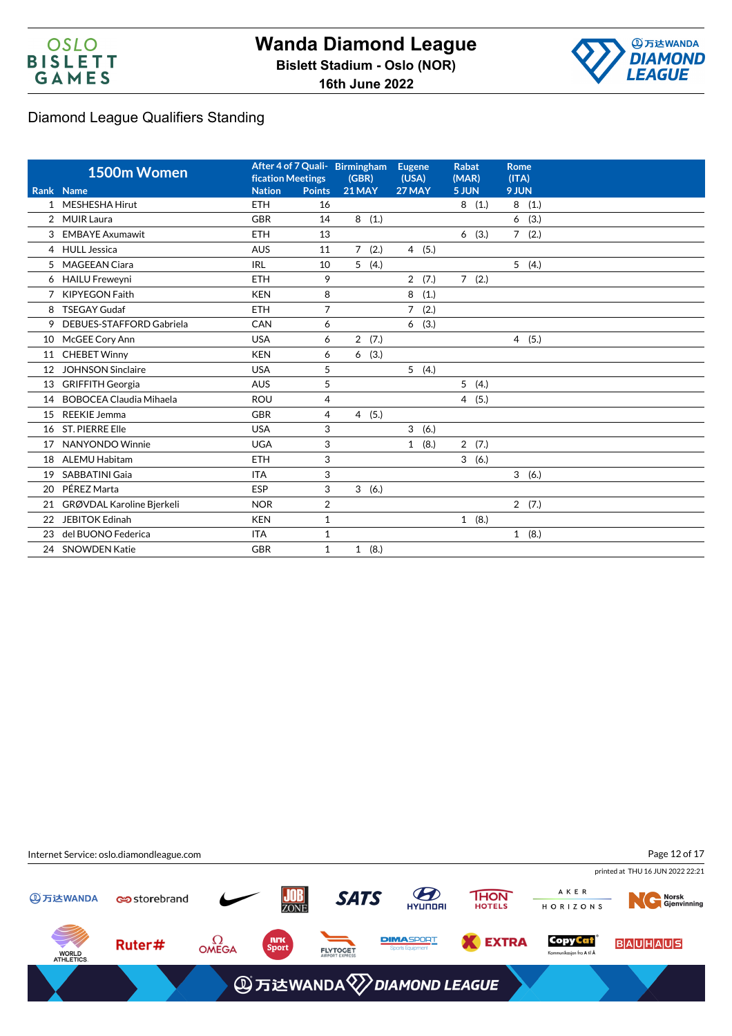# Wanda Diamond League

**Bislett Stadium - Oslo (NOR)**

**16th June 2022**

## Diamond League Qualifiers Standing

| Rank | 1500m Women Name | Nation | After 4 of 7 Qualification Meetings Points | Birmingham (GBR) 21 MAY | Eugene (USA) 27 MAY | Rabat (MAR) 5 JUN | Rome (ITA) 9 JUN |
|---|---|---|---|---|---|---|---|
| 1 | MESHESHA Hirut | ETH | 16 | | | 8 (1.) | 8 (1.) |
| 2 | MUIR Laura | GBR | 14 | 8 (1.) | | | 6 (3.) |
| 3 | EMBAYE Axumawit | ETH | 13 | | | 6 (3.) | 7 (2.) |
| 4 | HULL Jessica | AUS | 11 | 7 (2.) | 4 (5.) | | |
| 5 | MAGEEAN Ciara | IRL | 10 | 5 (4.) | | | 5 (4.) |
| 6 | HAILU Freweyni | ETH | 9 | | 2 (7.) | 7 (2.) | |
| 7 | KIPYEGON Faith | KEN | 8 | | 8 (1.) | | |
| 8 | TSEGAY Gudaf | ETH | 7 | | 7 (2.) | | |
| 9 | DEBUES-STAFFORD Gabriela | CAN | 6 | | 6 (3.) | | |
| 10 | McGEE Cory Ann | USA | 6 | 2 (7.) | | | 4 (5.) |
| 11 | CHEBET Winny | KEN | 6 | 6 (3.) | | | |
| 12 | JOHNSON Sinclaire | USA | 5 | | 5 (4.) | | |
| 13 | GRIFFITH Georgia | AUS | 5 | | | 5 (4.) | |
| 14 | BOBOCEA Claudia Mihaela | ROU | 4 | | | 4 (5.) | |
| 15 | REEKIE Jemma | GBR | 4 | 4 (5.) | | | |
| 16 | ST. PIERRE Elle | USA | 3 | | 3 (6.) | | |
| 17 | NANYONDO Winnie | UGA | 3 | | 1 (8.) | 2 (7.) | |
| 18 | ALEMU Habitam | ETH | 3 | | | 3 (6.) | |
| 19 | SABBATINI Gaia | ITA | 3 | | | | 3 (6.) |
| 20 | PÉREZ Marta | ESP | 3 | 3 (6.) | | | |
| 21 | GRØVDAL Karoline Bjerkeli | NOR | 2 | | | | 2 (7.) |
| 22 | JEBITOK Edinah | KEN | 1 | | | 1 (8.) | |
| 23 | del BUONO Federica | ITA | 1 | | | | 1 (8.) |
| 24 | SNOWDEN Katie | GBR | 1 | 1 (8.) | | | |

Internet Service: oslo.diamondleague.com

printed at THU 16 JUN 2022 22:21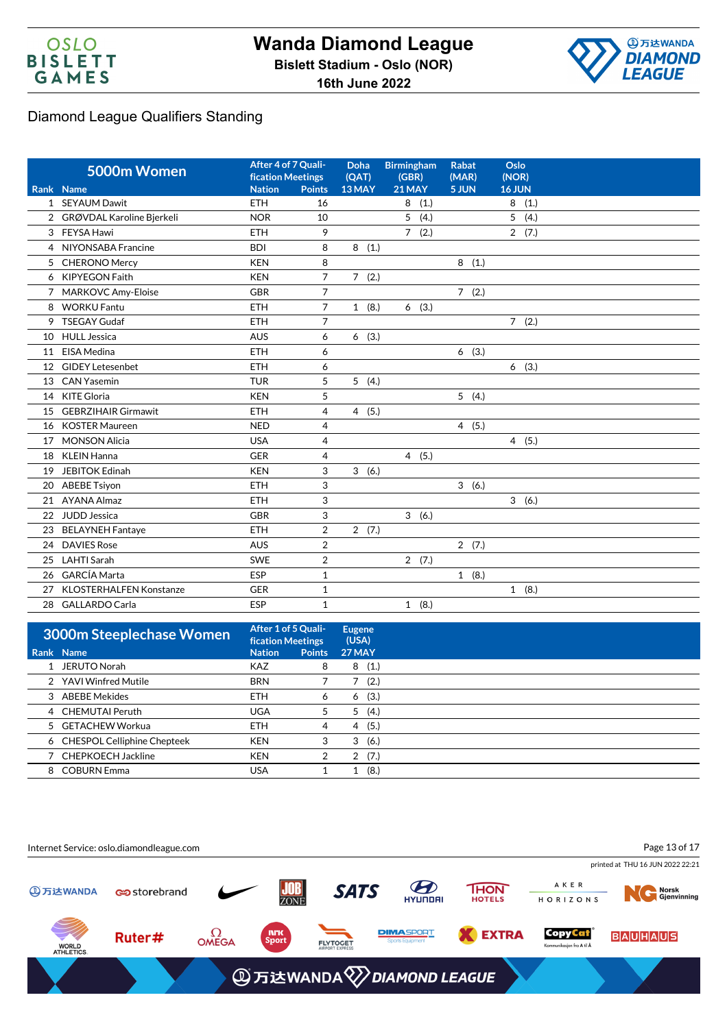# Wanda Diamond League

**Bislett Stadium - Oslo (NOR)**

**16th June 2022**

## Diamond League Qualifiers Standing

| Rank | 5000m Women Name | After 4 of 7 Qualification Meetings Nation | Points | Doha (QAT) 13 MAY | Birmingham (GBR) 21 MAY | Rabat (MAR) 5 JUN | Oslo (NOR) 16 JUN |
|---|---|---|---|---|---|---|---|
| 1 | SEYAUM Dawit | ETH | 16 | | 8 (1.) | | 8 (1.) |
| 2 | GRØVDAL Karoline Bjerkeli | NOR | 10 | | 5 (4.) | | 5 (4.) |
| 3 | FEYSA Hawi | ETH | 9 | | 7 (2.) | | 2 (7.) |
| 4 | NIYONSABA Francine | BDI | 8 | 8 (1.) | | | |
| 5 | CHERONO Mercy | KEN | 8 | | | 8 (1.) | |
| 6 | KIPYEGON Faith | KEN | 7 | 7 (2.) | | | |
| 7 | MARKOVC Amy-Eloise | GBR | 7 | | | 7 (2.) | |
| 8 | WORKU Fantu | ETH | 7 | 1 (8.) | 6 (3.) | | |
| 9 | TSEGAY Gudaf | ETH | 7 | | | | 7 (2.) |
| 10 | HULL Jessica | AUS | 6 | 6 (3.) | | | |
| 11 | EISA Medina | ETH | 6 | | | 6 (3.) | |
| 12 | GIDEY Letesenbet | ETH | 6 | | | | 6 (3.) |
| 13 | CAN Yasemin | TUR | 5 | 5 (4.) | | | |
| 14 | KITE Gloria | KEN | 5 | | | 5 (4.) | |
| 15 | GEBRZIHAIR Girmawit | ETH | 4 | 4 (5.) | | | |
| 16 | KOSTER Maureen | NED | 4 | | | 4 (5.) | |
| 17 | MONSON Alicia | USA | 4 | | | | 4 (5.) |
| 18 | KLEIN Hanna | GER | 4 | | 4 (5.) | | |
| 19 | JEBITOK Edinah | KEN | 3 | 3 (6.) | | | |
| 20 | ABEBE Tsiyon | ETH | 3 | | | 3 (6.) | |
| 21 | AYANA Almaz | ETH | 3 | | | | 3 (6.) |
| 22 | JUDD Jessica | GBR | 3 | | 3 (6.) | | |
| 23 | BELAYNEH Fantaye | ETH | 2 | 2 (7.) | | | |
| 24 | DAVIES Rose | AUS | 2 | | | 2 (7.) | |
| 25 | LAHTI Sarah | SWE | 2 | | 2 (7.) | | |
| 26 | GARCÍA Marta | ESP | 1 | | | 1 (8.) | |
| 27 | KLOSTERHALFEN Konstanze | GER | 1 | | | | 1 (8.) |
| 28 | GALLARDO Carla | ESP | 1 | | 1 (8.) | | |

| Rank | 3000m Steeplechase Women Name | After 1 of 5 Qualification Meetings Nation | Points | Eugene (USA) 27 MAY |
|---|---|---|---|---|
| 1 | JERUTO Norah | KAZ | 8 | 8 (1.) |
| 2 | YAVI Winfred Mutile | BRN | 7 | 7 (2.) |
| 3 | ABEBE Mekides | ETH | 6 | 6 (3.) |
| 4 | CHEMUTAI Peruth | UGA | 5 | 5 (4.) |
| 5 | GETACHEW Workua | ETH | 4 | 4 (5.) |
| 6 | CHESPOL Celliphine Chepteek | KEN | 3 | 3 (6.) |
| 7 | CHEPKOECH Jackline | KEN | 2 | 2 (7.) |
| 8 | COBURN Emma | USA | 1 | 1 (8.) |

Internet Service: oslo.diamondleague.com

printed at THU 16 JUN 2022 22:21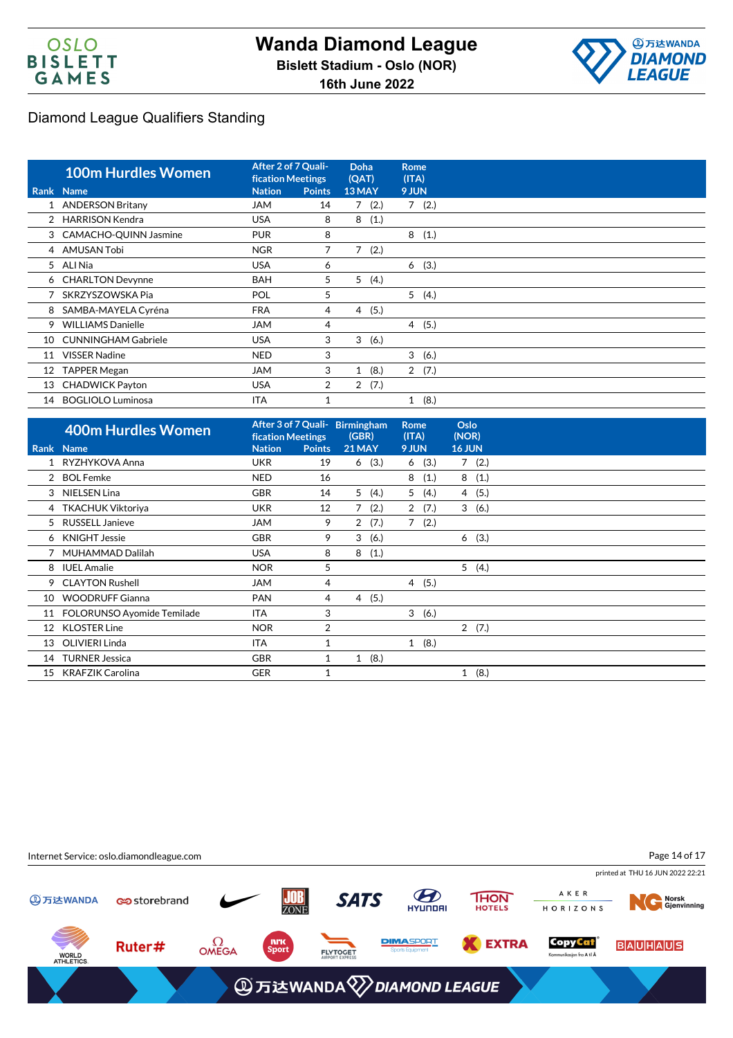# Wanda Diamond League

**Bislett Stadium - Oslo (NOR)**

**16th June 2022**

## Diamond League Qualifiers Standing

| Rank | 100m Hurdles Women Name | Nation | After 2 of 7 Qualification Meetings Points | Doha (QAT) 13 MAY | Rome (ITA) 9 JUN |
|---|---|---|---|---|---|
| 1 | ANDERSON Britany | JAM | 14 | 7 (2.) | 7 (2.) |
| 2 | HARRISON Kendra | USA | 8 | 8 (1.) | |
| 3 | CAMACHO-QUINN Jasmine | PUR | 8 | | 8 (1.) |
| 4 | AMUSAN Tobi | NGR | 7 | 7 (2.) | |
| 5 | ALI Nia | USA | 6 | | 6 (3.) |
| 6 | CHARLTON Devynne | BAH | 5 | 5 (4.) | |
| 7 | SKRZYSZOWSKA Pia | POL | 5 | | 5 (4.) |
| 8 | SAMBA-MAYELA Cyréna | FRA | 4 | 4 (5.) | |
| 9 | WILLIAMS Danielle | JAM | 4 | | 4 (5.) |
| 10 | CUNNINGHAM Gabriele | USA | 3 | 3 (6.) | |
| 11 | VISSER Nadine | NED | 3 | | 3 (6.) |
| 12 | TAPPER Megan | JAM | 3 | 1 (8.) | 2 (7.) |
| 13 | CHADWICK Payton | USA | 2 | 2 (7.) | |
| 14 | BOGLIOLO Luminosa | ITA | 1 | | 1 (8.) |

| Rank | 400m Hurdles Women Name | Nation | After 3 of 7 Qualification Meetings Points | Birmingham (GBR) 21 MAY | Rome (ITA) 9 JUN | Oslo (NOR) 16 JUN |
|---|---|---|---|---|---|---|
| 1 | RYZHYKOVA Anna | UKR | 19 | 6 (3.) | 6 (3.) | 7 (2.) |
| 2 | BOL Femke | NED | 16 | | 8 (1.) | 8 (1.) |
| 3 | NIELSEN Lina | GBR | 14 | 5 (4.) | 5 (4.) | 4 (5.) |
| 4 | TKACHUK Viktoriya | UKR | 12 | 7 (2.) | 2 (7.) | 3 (6.) |
| 5 | RUSSELL Janieve | JAM | 9 | 2 (7.) | 7 (2.) | |
| 6 | KNIGHT Jessie | GBR | 9 | 3 (6.) | | 6 (3.) |
| 7 | MUHAMMAD Dalilah | USA | 8 | 8 (1.) | | |
| 8 | IUEL Amalie | NOR | 5 | | | 5 (4.) |
| 9 | CLAYTON Rushell | JAM | 4 | | 4 (5.) | |
| 10 | WOODRUFF Gianna | PAN | 4 | 4 (5.) | | |
| 11 | FOLORUNSO Ayomide Temilade | ITA | 3 | | 3 (6.) | |
| 12 | KLOSTER Line | NOR | 2 | | | 2 (7.) |
| 13 | OLIVIERI Linda | ITA | 1 | | 1 (8.) | |
| 14 | TURNER Jessica | GBR | 1 | 1 (8.) | | |
| 15 | KRAFZIK Carolina | GER | 1 | | | 1 (8.) |

Internet Service: oslo.diamondleague.com

printed at THU 16 JUN 2022 22:21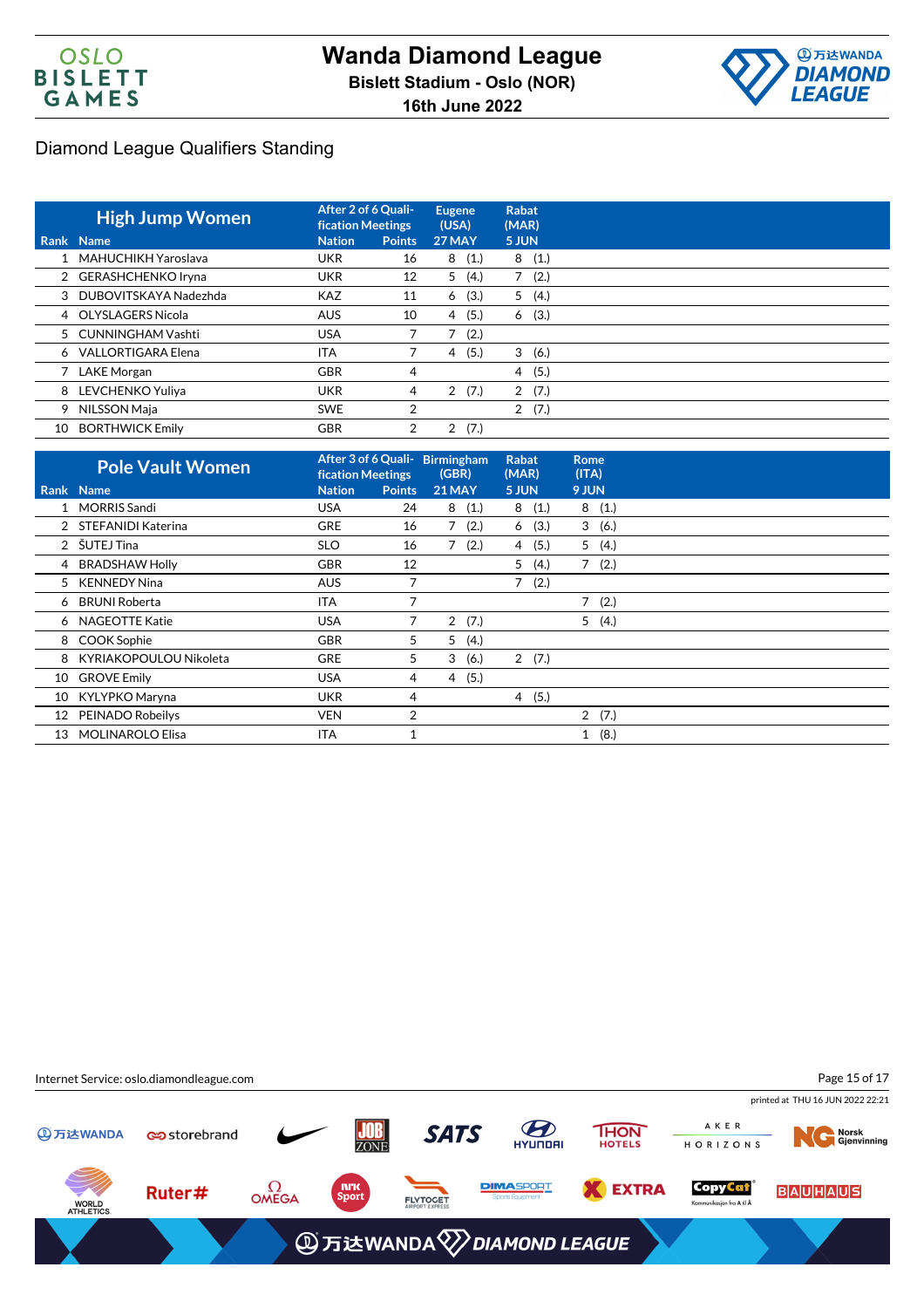# Wanda Diamond League

**Bislett Stadium - Oslo (NOR)**

**16th June 2022**

## Diamond League Qualifiers Standing

| Rank | Name | Nation | Points | Eugene (USA) 27 MAY | Rabat (MAR) 5 JUN |
|---|---|---|---|---|---|
| **High Jump Women** | | After 2 of 6 Qualification Meetings | | | |
| 1 | MAHUCHIKH Yaroslava | UKR | 16 | 8 (1.) | 8 (1.) |
| 2 | GERASHCHENKO Iryna | UKR | 12 | 5 (4.) | 7 (2.) |
| 3 | DUBOVITSKAYA Nadezhda | KAZ | 11 | 6 (3.) | 5 (4.) |
| 4 | OLYSLAGERS Nicola | AUS | 10 | 4 (5.) | 6 (3.) |
| 5 | CUNNINGHAM Vashti | USA | 7 | 7 (2.) | |
| 6 | VALLORTIGARA Elena | ITA | 7 | 4 (5.) | 3 (6.) |
| 7 | LAKE Morgan | GBR | 4 | | 4 (5.) |
| 8 | LEVCHENKO Yuliya | UKR | 4 | 2 (7.) | 2 (7.) |
| 9 | NILSSON Maja | SWE | 2 | | 2 (7.) |
| 10 | BORTHWICK Emily | GBR | 2 | 2 (7.) | |

| Rank | Name | Nation | Points | Birmingham (GBR) 21 MAY | Rabat (MAR) 5 JUN | Rome (ITA) 9 JUN |
|---|---|---|---|---|---|---|
| **Pole Vault Women** | | After 3 of 6 Qualification Meetings | | | | |
| 1 | MORRIS Sandi | USA | 24 | 8 (1.) | 8 (1.) | 8 (1.) |
| 2 | STEFANIDI Katerina | GRE | 16 | 7 (2.) | 6 (3.) | 3 (6.) |
| 2 | ŠUTEJ Tina | SLO | 16 | 7 (2.) | 4 (5.) | 5 (4.) |
| 4 | BRADSHAW Holly | GBR | 12 | | 5 (4.) | 7 (2.) |
| 5 | KENNEDY Nina | AUS | 7 | | 7 (2.) | |
| 6 | BRUNI Roberta | ITA | 7 | | | 7 (2.) |
| 6 | NAGEOTTE Katie | USA | 7 | 2 (7.) | | 5 (4.) |
| 8 | COOK Sophie | GBR | 5 | 5 (4.) | | |
| 8 | KYRIAKOPOULOU Nikoleta | GRE | 5 | 3 (6.) | 2 (7.) | |
| 10 | GROVE Emily | USA | 4 | 4 (5.) | | |
| 10 | KYLYPKO Maryna | UKR | 4 | | 4 (5.) | |
| 12 | PEINADO Robeilys | VEN | 2 | | | 2 (7.) |
| 13 | MOLINAROLO Elisa | ITA | 1 | | | 1 (8.) |

Internet Service: oslo.diamondleague.com

printed at THU 16 JUN 2022 22:21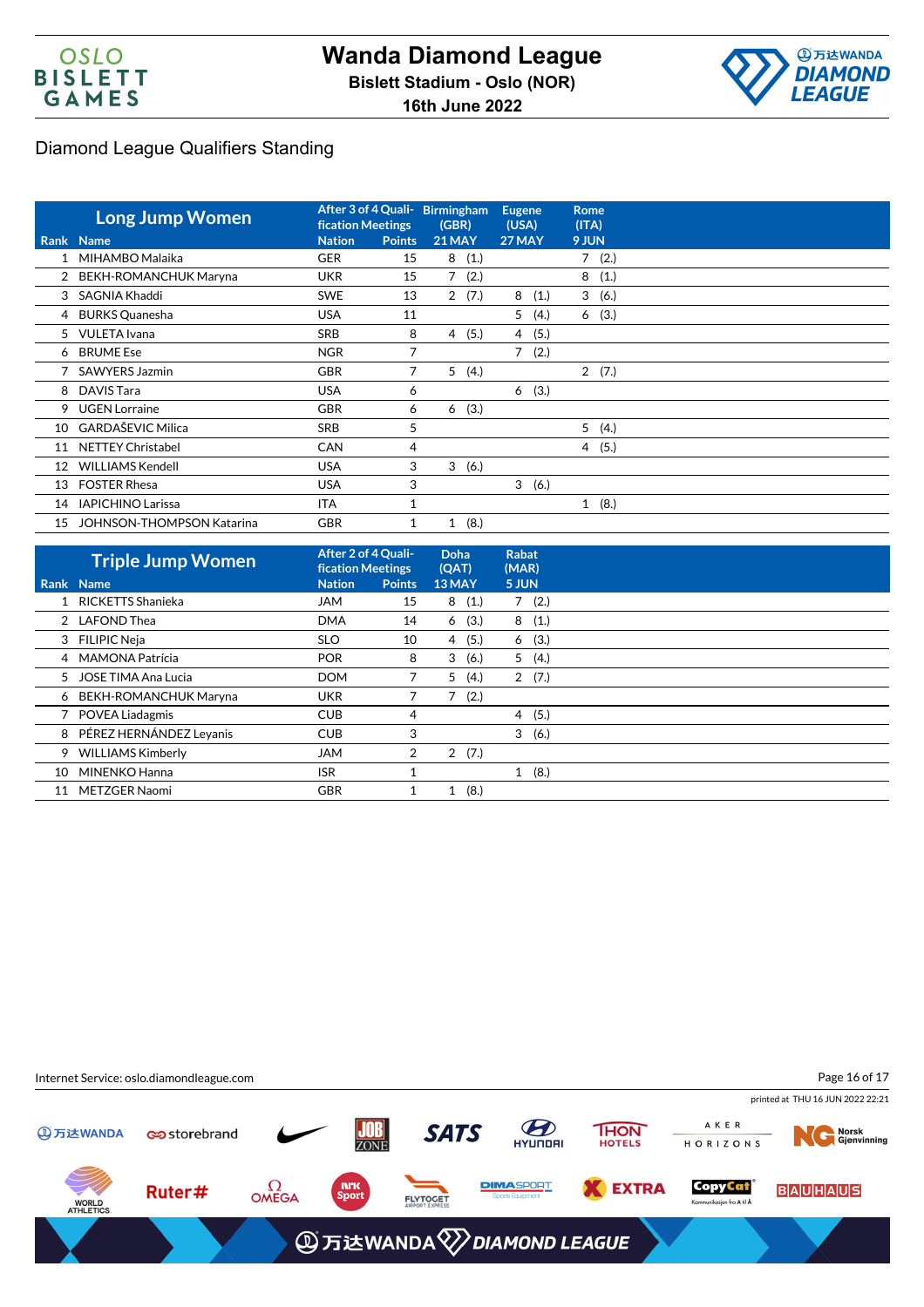# Wanda Diamond League

**Bislett Stadium - Oslo (NOR)**

**16th June 2022**

## Diamond League Qualifiers Standing

| Rank | Long Jump Women Name | After 3 of 4 Qualification Meetings Nation | Points | Birmingham (GBR) 21 MAY | Eugene (USA) 27 MAY | Rome (ITA) 9 JUN |
|---|---|---|---|---|---|---|
| 1 | MIHAMBO Malaika | GER | 15 | 8 (1.) | | 7 (2.) |
| 2 | BEKH-ROMANCHUK Maryna | UKR | 15 | 7 (2.) | | 8 (1.) |
| 3 | SAGNIA Khaddi | SWE | 13 | 2 (7.) | 8 (1.) | 3 (6.) |
| 4 | BURKS Quanesha | USA | 11 | | 5 (4.) | 6 (3.) |
| 5 | VULETA Ivana | SRB | 8 | 4 (5.) | 4 (5.) | |
| 6 | BRUME Ese | NGR | 7 | | 7 (2.) | |
| 7 | SAWYERS Jazmin | GBR | 7 | 5 (4.) | | 2 (7.) |
| 8 | DAVIS Tara | USA | 6 | | 6 (3.) | |
| 9 | UGEN Lorraine | GBR | 6 | 6 (3.) | | |
| 10 | GARDAŠEVIC Milica | SRB | 5 | | | 5 (4.) |
| 11 | NETTEY Christabel | CAN | 4 | | | 4 (5.) |
| 12 | WILLIAMS Kendell | USA | 3 | 3 (6.) | | |
| 13 | FOSTER Rhesa | USA | 3 | | 3 (6.) | |
| 14 | IAPICHINO Larissa | ITA | 1 | | | 1 (8.) |
| 15 | JOHNSON-THOMPSON Katarina | GBR | 1 | 1 (8.) | | |

| Rank | Triple Jump Women Name | After 2 of 4 Qualification Meetings Nation | Points | Doha (QAT) 13 MAY | Rabat (MAR) 5 JUN |
|---|---|---|---|---|---|
| 1 | RICKETTS Shanieka | JAM | 15 | 8 (1.) | 7 (2.) |
| 2 | LAFOND Thea | DMA | 14 | 6 (3.) | 8 (1.) |
| 3 | FILIPIC Neja | SLO | 10 | 4 (5.) | 6 (3.) |
| 4 | MAMONA Patrícia | POR | 8 | 3 (6.) | 5 (4.) |
| 5 | JOSE TIMA Ana Lucia | DOM | 7 | 5 (4.) | 2 (7.) |
| 6 | BEKH-ROMANCHUK Maryna | UKR | 7 | 7 (2.) | |
| 7 | POVEA Liadagmis | CUB | 4 | | 4 (5.) |
| 8 | PÉREZ HERNÁNDEZ Leyanis | CUB | 3 | | 3 (6.) |
| 9 | WILLIAMS Kimberly | JAM | 2 | 2 (7.) | |
| 10 | MINENKO Hanna | ISR | 1 | | 1 (8.) |
| 11 | METZGER Naomi | GBR | 1 | 1 (8.) | |

Internet Service: oslo.diamondleague.com

printed at THU 16 JUN 2022 22:21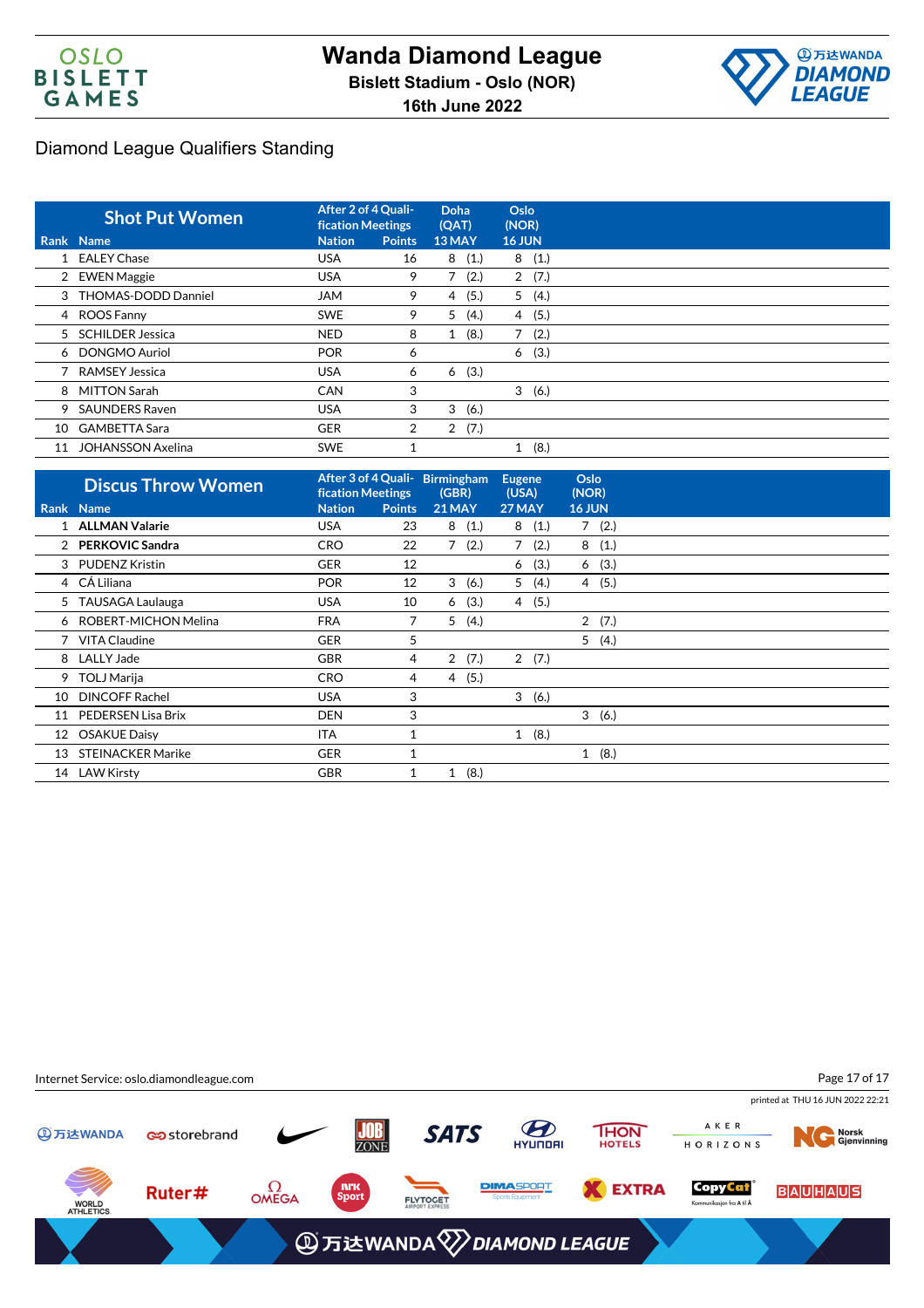# Wanda Diamond League

**Bislett Stadium - Oslo (NOR)**

**16th June 2022**

## Diamond League Qualifiers Standing

| Shot Put Women | | After 2 of 4 Qualification Meetings | | Doha (QAT) | Oslo (NOR) |
|---|---|---|---|---|---|
| Rank | Name | Nation | Points | 13 MAY | 16 JUN |
| 1 | EALEY Chase | USA | 16 | 8 (1.) | 8 (1.) |
| 2 | EWEN Maggie | USA | 9 | 7 (2.) | 2 (7.) |
| 3 | THOMAS-DODD Danniel | JAM | 9 | 4 (5.) | 5 (4.) |
| 4 | ROOS Fanny | SWE | 9 | 5 (4.) | 4 (5.) |
| 5 | SCHILDER Jessica | NED | 8 | 1 (8.) | 7 (2.) |
| 6 | DONGMO Auriol | POR | 6 | | 6 (3.) |
| 7 | RAMSEY Jessica | USA | 6 | 6 (3.) | |
| 8 | MITTON Sarah | CAN | 3 | | 3 (6.) |
| 9 | SAUNDERS Raven | USA | 3 | 3 (6.) | |
| 10 | GAMBETTA Sara | GER | 2 | 2 (7.) | |
| 11 | JOHANSSON Axelina | SWE | 1 | | 1 (8.) |

| Discus Throw Women | | After 3 of 4 Qualification Meetings | | Birmingham (GBR) | Eugene (USA) | Oslo (NOR) |
|---|---|---|---|---|---|---|
| Rank | Name | Nation | Points | 21 MAY | 27 MAY | 16 JUN |
| 1 | **ALLMAN Valarie** | USA | 23 | 8 (1.) | 8 (1.) | 7 (2.) |
| 2 | **PERKOVIC Sandra** | CRO | 22 | 7 (2.) | 7 (2.) | 8 (1.) |
| 3 | PUDENZ Kristin | GER | 12 | | 6 (3.) | 6 (3.) |
| 4 | CÁ Liliana | POR | 12 | 3 (6.) | 5 (4.) | 4 (5.) |
| 5 | TAUSAGA Laulauga | USA | 10 | 6 (3.) | 4 (5.) | |
| 6 | ROBERT-MICHON Melina | FRA | 7 | 5 (4.) | | 2 (7.) |
| 7 | VITA Claudine | GER | 5 | | | 5 (4.) |
| 8 | LALLY Jade | GBR | 4 | 2 (7.) | 2 (7.) | |
| 9 | TOLJ Marija | CRO | 4 | 4 (5.) | | |
| 10 | DINCOFF Rachel | USA | 3 | | 3 (6.) | |
| 11 | PEDERSEN Lisa Brix | DEN | 3 | | | 3 (6.) |
| 12 | OSAKUE Daisy | ITA | 1 | | 1 (8.) | |
| 13 | STEINACKER Marike | GER | 1 | | | 1 (8.) |
| 14 | LAW Kirsty | GBR | 1 | 1 (8.) | | |

Internet Service: oslo.diamondleague.com

printed at THU 16 JUN 2022 22:21